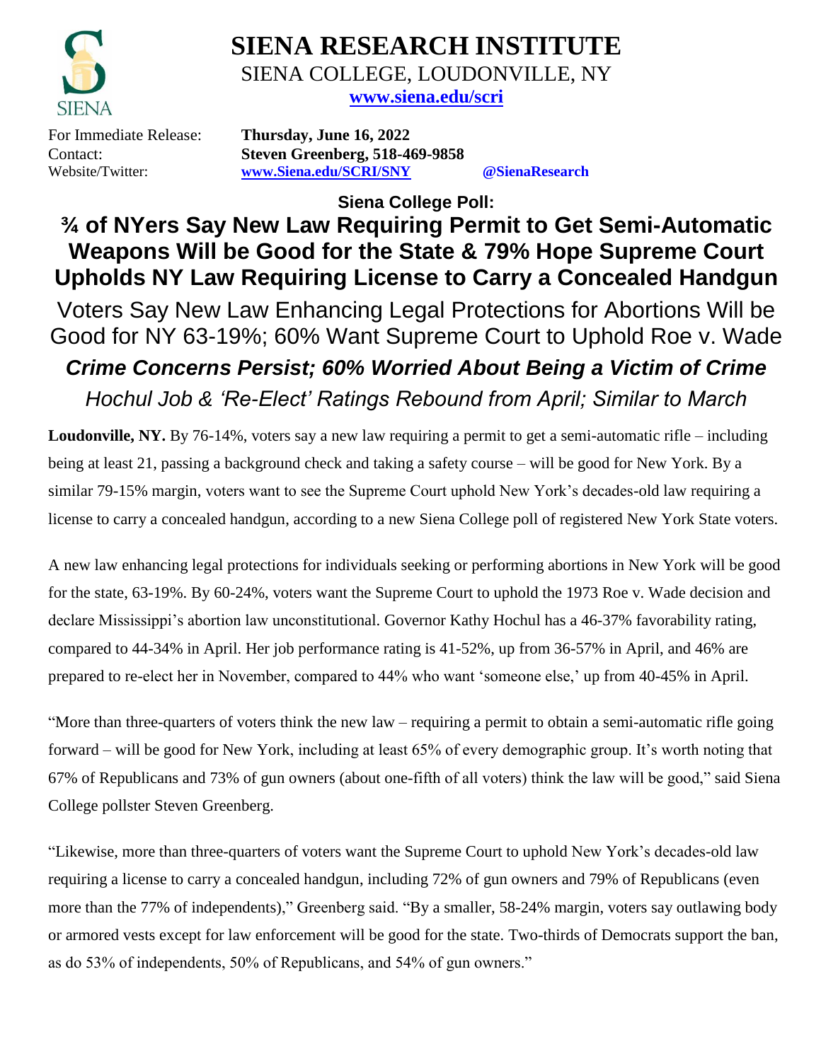# SIENA RESEARCH INSTITUTE

SIENA COLLEGE, LOUDONVILLE, NY

www.siena.edu/scri

For Immediate Release: **Thursday, June 16, 2022**

Contact: **Steven Greenberg, 518-469-9858**

Website/Twitter: **www.Siena.edu/SCRI/SNY** **@SienaResearch**

**Siena College Poll:**

## ¾ of NYers Say New Law Requiring Permit to Get Semi-Automatic Weapons Will be Good for the State & 79% Hope Supreme Court Upholds NY Law Requiring License to Carry a Concealed Handgun

### Voters Say New Law Enhancing Legal Protections for Abortions Will be Good for NY 63-19%; 60% Want Supreme Court to Uphold Roe v. Wade

### *Crime Concerns Persist; 60% Worried About Being a Victim of Crime*

*Hochul Job & 'Re-Elect' Ratings Rebound from April; Similar to March*

**Loudonville, NY.** By 76-14%, voters say a new law requiring a permit to get a semi-automatic rifle – including being at least 21, passing a background check and taking a safety course – will be good for New York. By a similar 79-15% margin, voters want to see the Supreme Court uphold New York's decades-old law requiring a license to carry a concealed handgun, according to a new Siena College poll of registered New York State voters.

A new law enhancing legal protections for individuals seeking or performing abortions in New York will be good for the state, 63-19%. By 60-24%, voters want the Supreme Court to uphold the 1973 Roe v. Wade decision and declare Mississippi's abortion law unconstitutional. Governor Kathy Hochul has a 46-37% favorability rating, compared to 44-34% in April. Her job performance rating is 41-52%, up from 36-57% in April, and 46% are prepared to re-elect her in November, compared to 44% who want 'someone else,' up from 40-45% in April.

"More than three-quarters of voters think the new law – requiring a permit to obtain a semi-automatic rifle going forward – will be good for New York, including at least 65% of every demographic group. It's worth noting that 67% of Republicans and 73% of gun owners (about one-fifth of all voters) think the law will be good," said Siena College pollster Steven Greenberg.

"Likewise, more than three-quarters of voters want the Supreme Court to uphold New York's decades-old law requiring a license to carry a concealed handgun, including 72% of gun owners and 79% of Republicans (even more than the 77% of independents)," Greenberg said. "By a smaller, 58-24% margin, voters say outlawing body or armored vests except for law enforcement will be good for the state. Two-thirds of Democrats support the ban, as do 53% of independents, 50% of Republicans, and 54% of gun owners."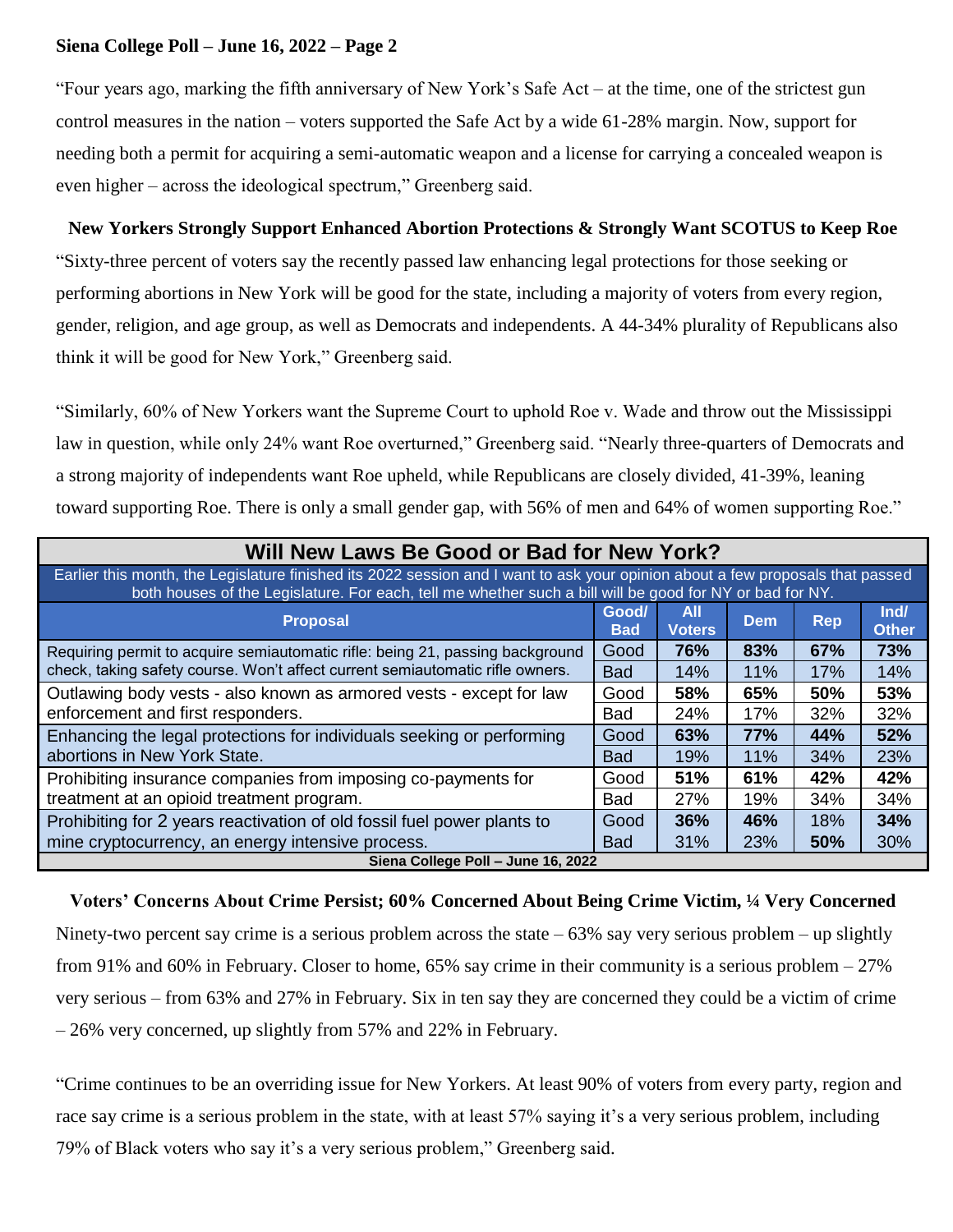"Four years ago, marking the fifth anniversary of New York's Safe Act – at the time, one of the strictest gun control measures in the nation – voters supported the Safe Act by a wide 61-28% margin. Now, support for needing both a permit for acquiring a semi-automatic weapon and a license for carrying a concealed weapon is even higher – across the ideological spectrum," Greenberg said.

### New Yorkers Strongly Support Enhanced Abortion Protections & Strongly Want SCOTUS to Keep Roe

"Sixty-three percent of voters say the recently passed law enhancing legal protections for those seeking or performing abortions in New York will be good for the state, including a majority of voters from every region, gender, religion, and age group, as well as Democrats and independents. A 44-34% plurality of Republicans also think it will be good for New York," Greenberg said.

"Similarly, 60% of New Yorkers want the Supreme Court to uphold Roe v. Wade and throw out the Mississippi law in question, while only 24% want Roe overturned," Greenberg said. "Nearly three-quarters of Democrats and a strong majority of independents want Roe upheld, while Republicans are closely divided, 41-39%, leaning toward supporting Roe. There is only a small gender gap, with 56% of men and 64% of women supporting Roe."

**Will New Laws Be Good or Bad for New York?**

Earlier this month, the Legislature finished its 2022 session and I want to ask your opinion about a few proposals that passed both houses of the Legislature. For each, tell me whether such a bill will be good for NY or bad for NY.

| Proposal | Good/ Bad | All Voters | Dem | Rep | Ind/ Other |
|---|---|---|---|---|---|
| Requiring permit to acquire semiautomatic rifle: being 21, passing background check, taking safety course. Won't affect current semiautomatic rifle owners. | Good | **76%** | **83%** | **67%** | **73%** |
| | Bad | 14% | 11% | 17% | 14% |
| Outlawing body vests - also known as armored vests - except for law enforcement and first responders. | Good | **58%** | **65%** | **50%** | **53%** |
| | Bad | 24% | 17% | 32% | 32% |
| Enhancing the legal protections for individuals seeking or performing abortions in New York State. | Good | **63%** | **77%** | **44%** | **52%** |
| | Bad | 19% | 11% | 34% | 23% |
| Prohibiting insurance companies from imposing co-payments for treatment at an opioid treatment program. | Good | **51%** | **61%** | **42%** | **42%** |
| | Bad | 27% | 19% | 34% | 34% |
| Prohibiting for 2 years reactivation of old fossil fuel power plants to mine cryptocurrency, an energy intensive process. | Good | **36%** | **46%** | 18% | **34%** |
| | Bad | 31% | 23% | **50%** | 30% |

Siena College Poll – June 16, 2022

### Voters' Concerns About Crime Persist; 60% Concerned About Being Crime Victim, ¼ Very Concerned

Ninety-two percent say crime is a serious problem across the state – 63% say very serious problem – up slightly from 91% and 60% in February. Closer to home, 65% say crime in their community is a serious problem – 27% very serious – from 63% and 27% in February. Six in ten say they are concerned they could be a victim of crime – 26% very concerned, up slightly from 57% and 22% in February.

"Crime continues to be an overriding issue for New Yorkers. At least 90% of voters from every party, region and race say crime is a serious problem in the state, with at least 57% saying it's a very serious problem, including 79% of Black voters who say it's a very serious problem," Greenberg said.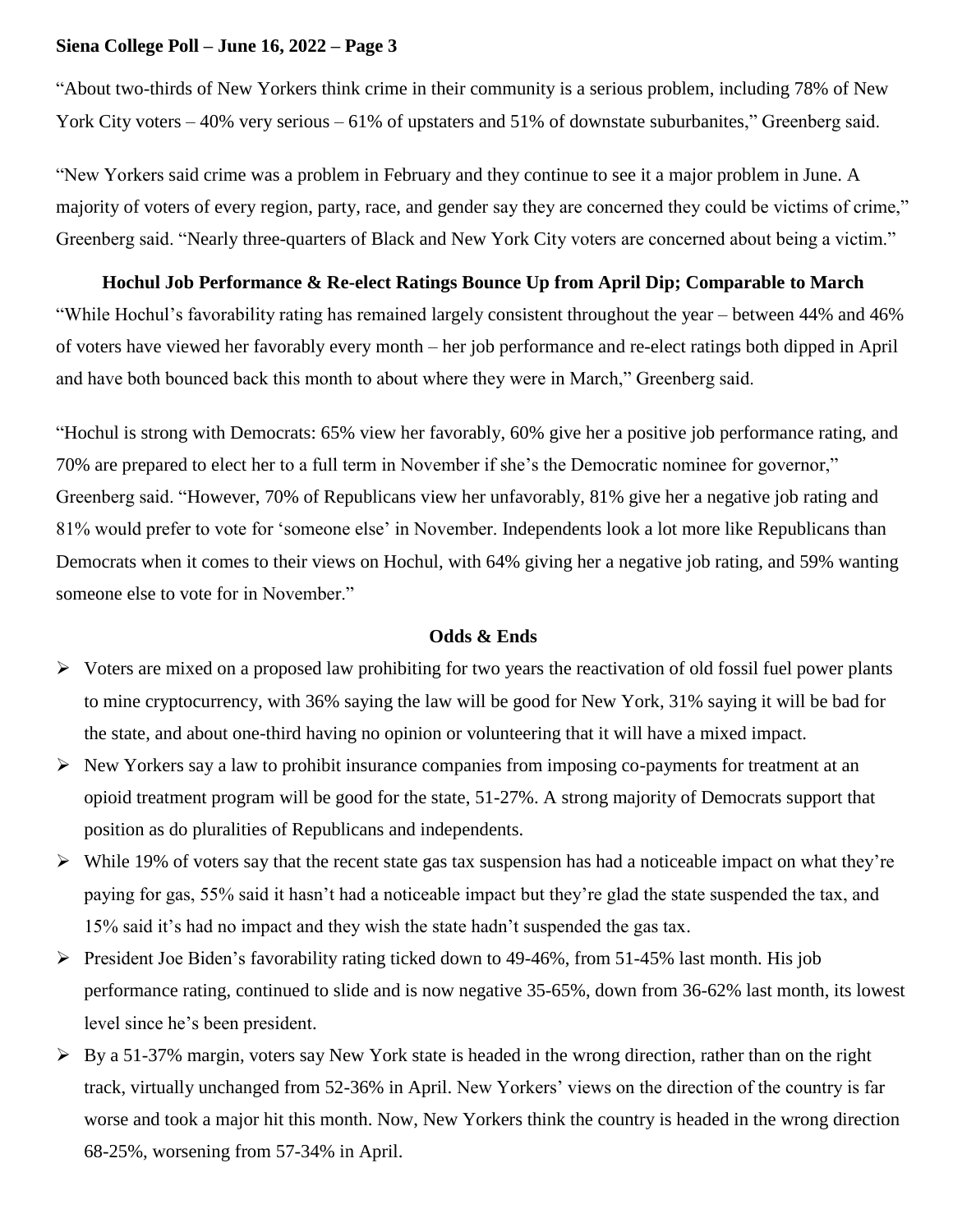"About two-thirds of New Yorkers think crime in their community is a serious problem, including 78% of New York City voters – 40% very serious – 61% of upstaters and 51% of downstate suburbanites," Greenberg said.

"New Yorkers said crime was a problem in February and they continue to see it a major problem in June. A majority of voters of every region, party, race, and gender say they are concerned they could be victims of crime," Greenberg said. "Nearly three-quarters of Black and New York City voters are concerned about being a victim."

**Hochul Job Performance & Re-elect Ratings Bounce Up from April Dip; Comparable to March**

"While Hochul's favorability rating has remained largely consistent throughout the year – between 44% and 46% of voters have viewed her favorably every month – her job performance and re-elect ratings both dipped in April and have both bounced back this month to about where they were in March," Greenberg said.

"Hochul is strong with Democrats: 65% view her favorably, 60% give her a positive job performance rating, and 70% are prepared to elect her to a full term in November if she's the Democratic nominee for governor," Greenberg said. "However, 70% of Republicans view her unfavorably, 81% give her a negative job rating and 81% would prefer to vote for 'someone else' in November. Independents look a lot more like Republicans than Democrats when it comes to their views on Hochul, with 64% giving her a negative job rating, and 59% wanting someone else to vote for in November."

**Odds & Ends**

- Voters are mixed on a proposed law prohibiting for two years the reactivation of old fossil fuel power plants to mine cryptocurrency, with 36% saying the law will be good for New York, 31% saying it will be bad for the state, and about one-third having no opinion or volunteering that it will have a mixed impact.
- New Yorkers say a law to prohibit insurance companies from imposing co-payments for treatment at an opioid treatment program will be good for the state, 51-27%. A strong majority of Democrats support that position as do pluralities of Republicans and independents.
- While 19% of voters say that the recent state gas tax suspension has had a noticeable impact on what they're paying for gas, 55% said it hasn't had a noticeable impact but they're glad the state suspended the tax, and 15% said it's had no impact and they wish the state hadn't suspended the gas tax.
- President Joe Biden's favorability rating ticked down to 49-46%, from 51-45% last month. His job performance rating, continued to slide and is now negative 35-65%, down from 36-62% last month, its lowest level since he's been president.
- By a 51-37% margin, voters say New York state is headed in the wrong direction, rather than on the right track, virtually unchanged from 52-36% in April. New Yorkers' views on the direction of the country is far worse and took a major hit this month. Now, New Yorkers think the country is headed in the wrong direction 68-25%, worsening from 57-34% in April.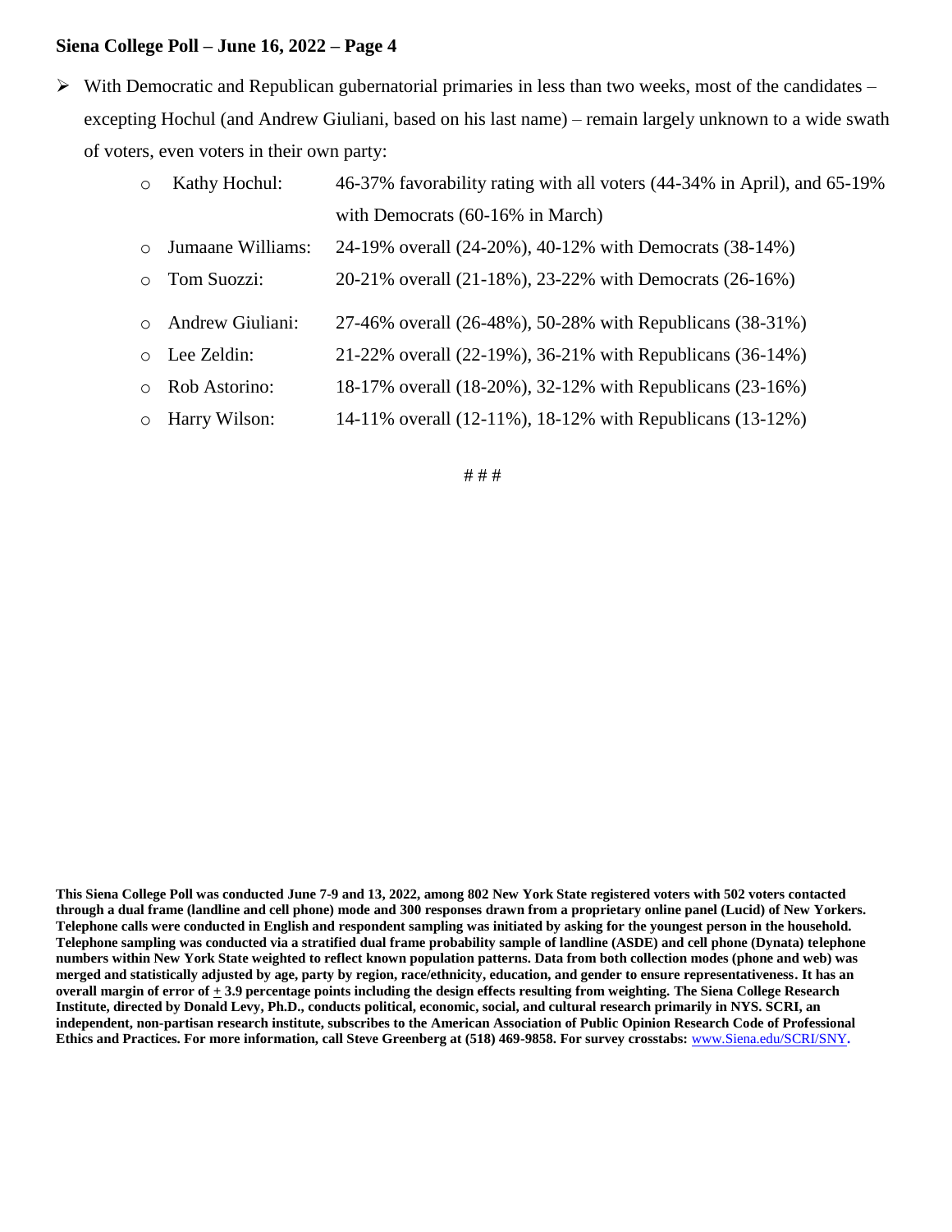- With Democratic and Republican gubernatorial primaries in less than two weeks, most of the candidates – excepting Hochul (and Andrew Giuliani, based on his last name) – remain largely unknown to a wide swath of voters, even voters in their own party:
  - Kathy Hochul: 46-37% favorability rating with all voters (44-34% in April), and 65-19% with Democrats (60-16% in March)
  - Jumaane Williams: 24-19% overall (24-20%), 40-12% with Democrats (38-14%)
  - Tom Suozzi: 20-21% overall (21-18%), 23-22% with Democrats (26-16%)
  - Andrew Giuliani: 27-46% overall (26-48%), 50-28% with Republicans (38-31%)
  - Lee Zeldin: 21-22% overall (22-19%), 36-21% with Republicans (36-14%)
  - Rob Astorino: 18-17% overall (18-20%), 32-12% with Republicans (23-16%)
  - Harry Wilson: 14-11% overall (12-11%), 18-12% with Republicans (13-12%)

# # #

**This Siena College Poll was conducted June 7-9 and 13, 2022, among 802 New York State registered voters with 502 voters contacted through a dual frame (landline and cell phone) mode and 300 responses drawn from a proprietary online panel (Lucid) of New Yorkers. Telephone calls were conducted in English and respondent sampling was initiated by asking for the youngest person in the household. Telephone sampling was conducted via a stratified dual frame probability sample of landline (ASDE) and cell phone (Dynata) telephone numbers within New York State weighted to reflect known population patterns. Data from both collection modes (phone and web) was merged and statistically adjusted by age, party by region, race/ethnicity, education, and gender to ensure representativeness. It has an overall margin of error of ± 3.9 percentage points including the design effects resulting from weighting. The Siena College Research Institute, directed by Donald Levy, Ph.D., conducts political, economic, social, and cultural research primarily in NYS. SCRI, an independent, non-partisan research institute, subscribes to the American Association of Public Opinion Research Code of Professional Ethics and Practices. For more information, call Steve Greenberg at (518) 469-9858. For survey crosstabs: www.Siena.edu/SCRI/SNY.**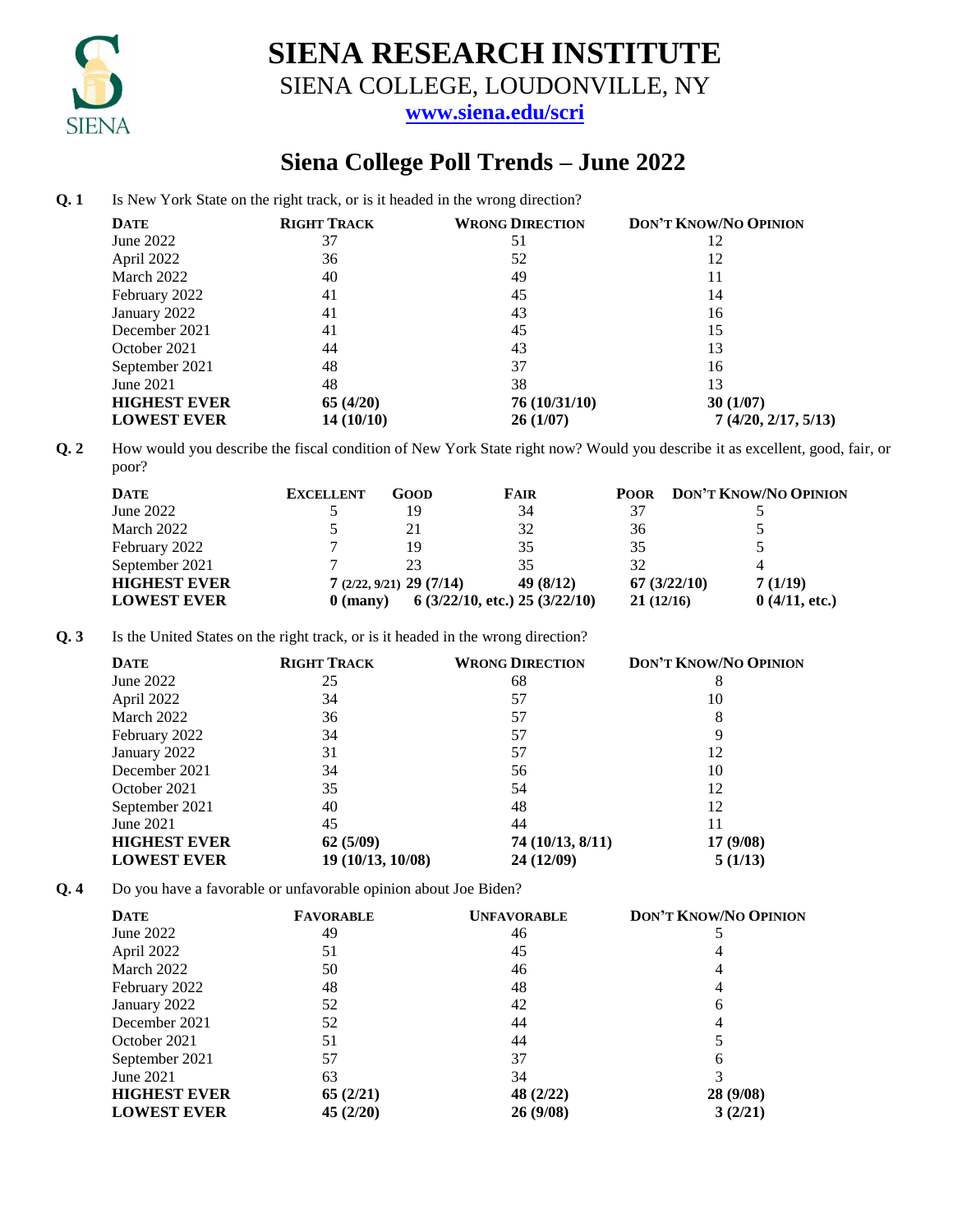# SIENA RESEARCH INSTITUTE

SIENA COLLEGE, LOUDONVILLE, NY

www.siena.edu/scri

## Siena College Poll Trends – June 2022

**Q. 1** Is New York State on the right track, or is it headed in the wrong direction?

| DATE | RIGHT TRACK | WRONG DIRECTION | DON'T KNOW/NO OPINION |
|---|---|---|---|
| June 2022 | 37 | 51 | 12 |
| April 2022 | 36 | 52 | 12 |
| March 2022 | 40 | 49 | 11 |
| February 2022 | 41 | 45 | 14 |
| January 2022 | 41 | 43 | 16 |
| December 2021 | 41 | 45 | 15 |
| October 2021 | 44 | 43 | 13 |
| September 2021 | 48 | 37 | 16 |
| June 2021 | 48 | 38 | 13 |
| **HIGHEST EVER** | **65 (4/20)** | **76 (10/31/10)** | **30 (1/07)** |
| **LOWEST EVER** | **14 (10/10)** | **26 (1/07)** | **7 (4/20, 2/17, 5/13)** |

**Q. 2** How would you describe the fiscal condition of New York State right now? Would you describe it as excellent, good, fair, or poor?

| DATE | EXCELLENT | GOOD | FAIR | POOR | DON'T KNOW/NO OPINION |
|---|---|---|---|---|---|
| June 2022 | 5 | 19 | 34 | 37 | 5 |
| March 2022 | 5 | 21 | 32 | 36 | 5 |
| February 2022 | 7 | 19 | 35 | 35 | 5 |
| September 2021 | 7 | 23 | 35 | 32 | 4 |
| **HIGHEST EVER** | **7 (2/22, 9/21)** | **29 (7/14)** | **49 (8/12)** | **67 (3/22/10)** | **7 (1/19)** |
| **LOWEST EVER** | **0 (many)** | **6 (3/22/10, etc.)** | **25 (3/22/10)** | **21 (12/16)** | **0 (4/11, etc.)** |

**Q. 3** Is the United States on the right track, or is it headed in the wrong direction?

| DATE | RIGHT TRACK | WRONG DIRECTION | DON'T KNOW/NO OPINION |
|---|---|---|---|
| June 2022 | 25 | 68 | 8 |
| April 2022 | 34 | 57 | 10 |
| March 2022 | 36 | 57 | 8 |
| February 2022 | 34 | 57 | 9 |
| January 2022 | 31 | 57 | 12 |
| December 2021 | 34 | 56 | 10 |
| October 2021 | 35 | 54 | 12 |
| September 2021 | 40 | 48 | 12 |
| June 2021 | 45 | 44 | 11 |
| **HIGHEST EVER** | **62 (5/09)** | **74 (10/13, 8/11)** | **17 (9/08)** |
| **LOWEST EVER** | **19 (10/13, 10/08)** | **24 (12/09)** | **5 (1/13)** |

**Q. 4** Do you have a favorable or unfavorable opinion about Joe Biden?

| DATE | FAVORABLE | UNFAVORABLE | DON'T KNOW/NO OPINION |
|---|---|---|---|
| June 2022 | 49 | 46 | 5 |
| April 2022 | 51 | 45 | 4 |
| March 2022 | 50 | 46 | 4 |
| February 2022 | 48 | 48 | 4 |
| January 2022 | 52 | 42 | 6 |
| December 2021 | 52 | 44 | 4 |
| October 2021 | 51 | 44 | 5 |
| September 2021 | 57 | 37 | 6 |
| June 2021 | 63 | 34 | 3 |
| **HIGHEST EVER** | **65 (2/21)** | **48 (2/22)** | **28 (9/08)** |
| **LOWEST EVER** | **45 (2/20)** | **26 (9/08)** | **3 (2/21)** |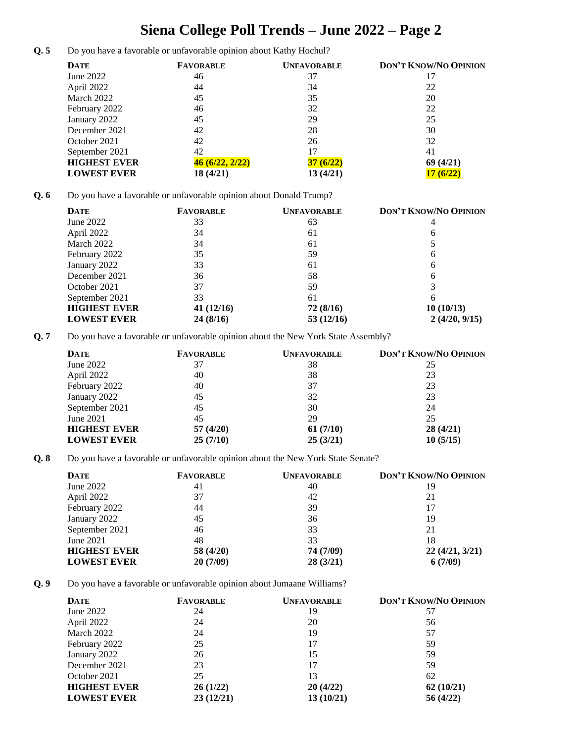# Siena College Poll Trends – June 2022 – Page 2

**Q. 5** Do you have a favorable or unfavorable opinion about Kathy Hochul?

| DATE | FAVORABLE | UNFAVORABLE | DON'T KNOW/NO OPINION |
|---|---|---|---|
| June 2022 | 46 | 37 | 17 |
| April 2022 | 44 | 34 | 22 |
| March 2022 | 45 | 35 | 20 |
| February 2022 | 46 | 32 | 22 |
| January 2022 | 45 | 29 | 25 |
| December 2021 | 42 | 28 | 30 |
| October 2021 | 42 | 26 | 32 |
| September 2021 | 42 | 17 | 41 |
| **HIGHEST EVER** | **46 (6/22, 2/22)** | **37 (6/22)** | **69 (4/21)** |
| **LOWEST EVER** | **18 (4/21)** | **13 (4/21)** | **17 (6/22)** |

**Q. 6** Do you have a favorable or unfavorable opinion about Donald Trump?

| DATE | FAVORABLE | UNFAVORABLE | DON'T KNOW/NO OPINION |
|---|---|---|---|
| June 2022 | 33 | 63 | 4 |
| April 2022 | 34 | 61 | 6 |
| March 2022 | 34 | 61 | 5 |
| February 2022 | 35 | 59 | 6 |
| January 2022 | 33 | 61 | 6 |
| December 2021 | 36 | 58 | 6 |
| October 2021 | 37 | 59 | 3 |
| September 2021 | 33 | 61 | 6 |
| **HIGHEST EVER** | **41 (12/16)** | **72 (8/16)** | **10 (10/13)** |
| **LOWEST EVER** | **24 (8/16)** | **53 (12/16)** | **2 (4/20, 9/15)** |

**Q. 7** Do you have a favorable or unfavorable opinion about the New York State Assembly?

| DATE | FAVORABLE | UNFAVORABLE | DON'T KNOW/NO OPINION |
|---|---|---|---|
| June 2022 | 37 | 38 | 25 |
| April 2022 | 40 | 38 | 23 |
| February 2022 | 40 | 37 | 23 |
| January 2022 | 45 | 32 | 23 |
| September 2021 | 45 | 30 | 24 |
| June 2021 | 45 | 29 | 25 |
| **HIGHEST EVER** | **57 (4/20)** | **61 (7/10)** | **28 (4/21)** |
| **LOWEST EVER** | **25 (7/10)** | **25 (3/21)** | **10 (5/15)** |

**Q. 8** Do you have a favorable or unfavorable opinion about the New York State Senate?

| DATE | FAVORABLE | UNFAVORABLE | DON'T KNOW/NO OPINION |
|---|---|---|---|
| June 2022 | 41 | 40 | 19 |
| April 2022 | 37 | 42 | 21 |
| February 2022 | 44 | 39 | 17 |
| January 2022 | 45 | 36 | 19 |
| September 2021 | 46 | 33 | 21 |
| June 2021 | 48 | 33 | 18 |
| **HIGHEST EVER** | **58 (4/20)** | **74 (7/09)** | **22 (4/21, 3/21)** |
| **LOWEST EVER** | **20 (7/09)** | **28 (3/21)** | **6 (7/09)** |

**Q. 9** Do you have a favorable or unfavorable opinion about Jumaane Williams?

| DATE | FAVORABLE | UNFAVORABLE | DON'T KNOW/NO OPINION |
|---|---|---|---|
| June 2022 | 24 | 19 | 57 |
| April 2022 | 24 | 20 | 56 |
| March 2022 | 24 | 19 | 57 |
| February 2022 | 25 | 17 | 59 |
| January 2022 | 26 | 15 | 59 |
| December 2021 | 23 | 17 | 59 |
| October 2021 | 25 | 13 | 62 |
| **HIGHEST EVER** | **26 (1/22)** | **20 (4/22)** | **62 (10/21)** |
| **LOWEST EVER** | **23 (12/21)** | **13 (10/21)** | **56 (4/22)** |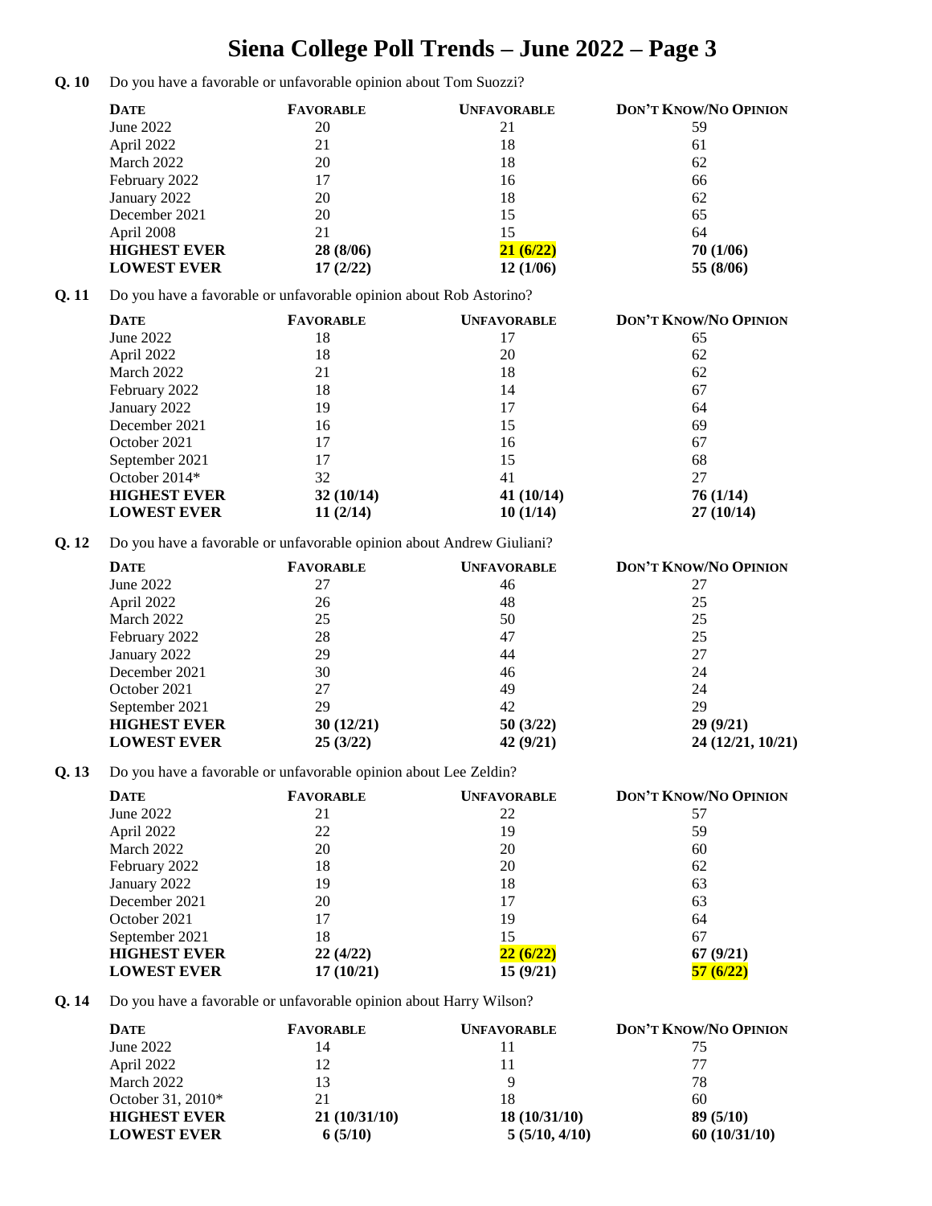# Siena College Poll Trends – June 2022 – Page 3

**Q. 10** Do you have a favorable or unfavorable opinion about Tom Suozzi?

| DATE | FAVORABLE | UNFAVORABLE | DON'T KNOW/NO OPINION |
|---|---|---|---|
| June 2022 | 20 | 21 | 59 |
| April 2022 | 21 | 18 | 61 |
| March 2022 | 20 | 18 | 62 |
| February 2022 | 17 | 16 | 66 |
| January 2022 | 20 | 18 | 62 |
| December 2021 | 20 | 15 | 65 |
| April 2008 | 21 | 15 | 64 |
| **HIGHEST EVER** | **28 (8/06)** | **21 (6/22)** | **70 (1/06)** |
| **LOWEST EVER** | **17 (2/22)** | **12 (1/06)** | **55 (8/06)** |

**Q. 11** Do you have a favorable or unfavorable opinion about Rob Astorino?

| DATE | FAVORABLE | UNFAVORABLE | DON'T KNOW/NO OPINION |
|---|---|---|---|
| June 2022 | 18 | 17 | 65 |
| April 2022 | 18 | 20 | 62 |
| March 2022 | 21 | 18 | 62 |
| February 2022 | 18 | 14 | 67 |
| January 2022 | 19 | 17 | 64 |
| December 2021 | 16 | 15 | 69 |
| October 2021 | 17 | 16 | 67 |
| September 2021 | 17 | 15 | 68 |
| October 2014* | 32 | 41 | 27 |
| **HIGHEST EVER** | **32 (10/14)** | **41 (10/14)** | **76 (1/14)** |
| **LOWEST EVER** | **11 (2/14)** | **10 (1/14)** | **27 (10/14)** |

**Q. 12** Do you have a favorable or unfavorable opinion about Andrew Giuliani?

| DATE | FAVORABLE | UNFAVORABLE | DON'T KNOW/NO OPINION |
|---|---|---|---|
| June 2022 | 27 | 46 | 27 |
| April 2022 | 26 | 48 | 25 |
| March 2022 | 25 | 50 | 25 |
| February 2022 | 28 | 47 | 25 |
| January 2022 | 29 | 44 | 27 |
| December 2021 | 30 | 46 | 24 |
| October 2021 | 27 | 49 | 24 |
| September 2021 | 29 | 42 | 29 |
| **HIGHEST EVER** | **30 (12/21)** | **50 (3/22)** | **29 (9/21)** |
| **LOWEST EVER** | **25 (3/22)** | **42 (9/21)** | **24 (12/21, 10/21)** |

**Q. 13** Do you have a favorable or unfavorable opinion about Lee Zeldin?

| DATE | FAVORABLE | UNFAVORABLE | DON'T KNOW/NO OPINION |
|---|---|---|---|
| June 2022 | 21 | 22 | 57 |
| April 2022 | 22 | 19 | 59 |
| March 2022 | 20 | 20 | 60 |
| February 2022 | 18 | 20 | 62 |
| January 2022 | 19 | 18 | 63 |
| December 2021 | 20 | 17 | 63 |
| October 2021 | 17 | 19 | 64 |
| September 2021 | 18 | 15 | 67 |
| **HIGHEST EVER** | **22 (4/22)** | **22 (6/22)** | **67 (9/21)** |
| **LOWEST EVER** | **17 (10/21)** | **15 (9/21)** | **57 (6/22)** |

**Q. 14** Do you have a favorable or unfavorable opinion about Harry Wilson?

| DATE | FAVORABLE | UNFAVORABLE | DON'T KNOW/NO OPINION |
|---|---|---|---|
| June 2022 | 14 | 11 | 75 |
| April 2022 | 12 | 11 | 77 |
| March 2022 | 13 | 9 | 78 |
| October 31, 2010* | 21 | 18 | 60 |
| **HIGHEST EVER** | **21 (10/31/10)** | **18 (10/31/10)** | **89 (5/10)** |
| **LOWEST EVER** | **6 (5/10)** | **5 (5/10, 4/10)** | **60 (10/31/10)** |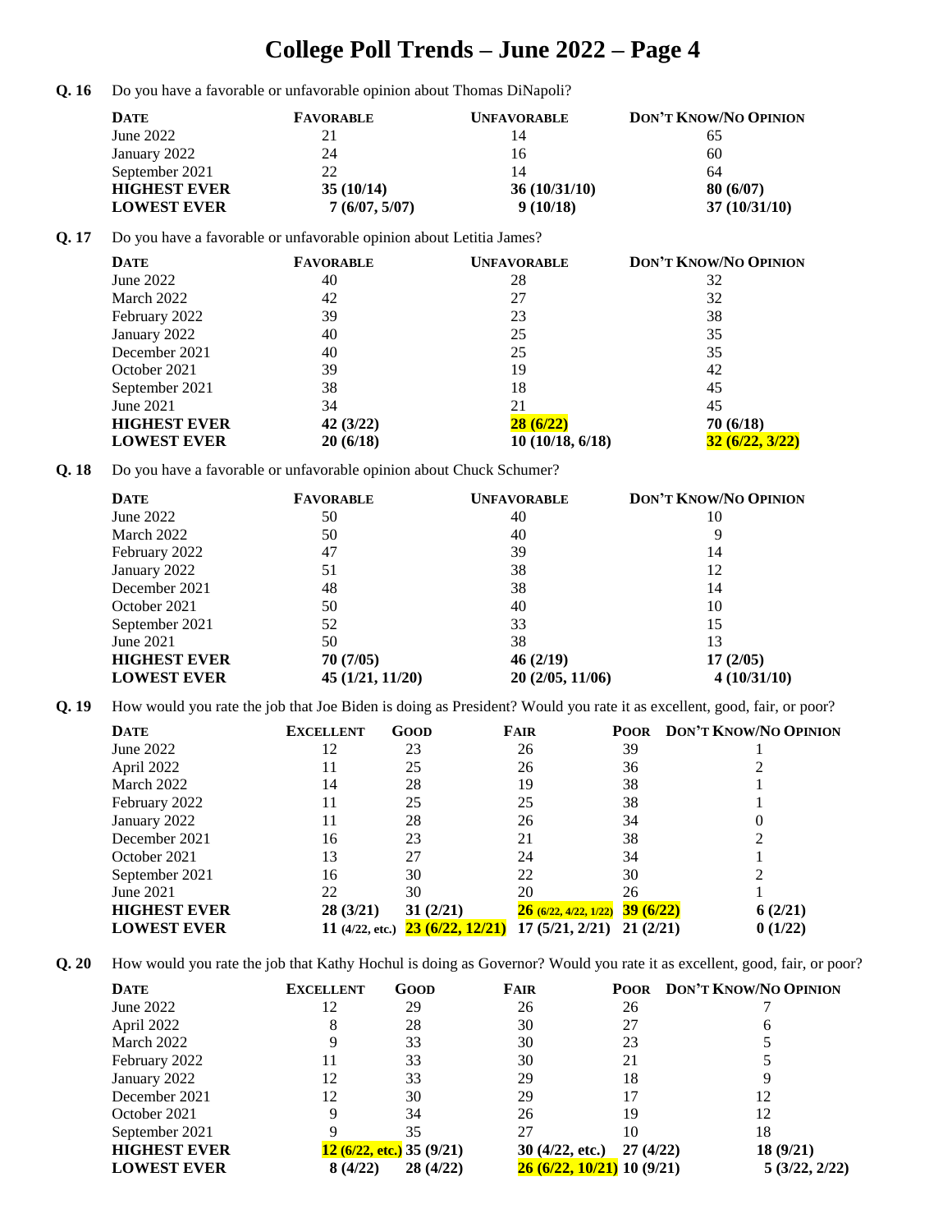# College Poll Trends – June 2022 – Page 4

**Q. 16** Do you have a favorable or unfavorable opinion about Thomas DiNapoli?

| DATE | FAVORABLE | UNFAVORABLE | DON'T KNOW/NO OPINION |
|---|---|---|---|
| June 2022 | 21 | 14 | 65 |
| January 2022 | 24 | 16 | 60 |
| September 2021 | 22 | 14 | 64 |
| **HIGHEST EVER** | **35 (10/14)** | **36 (10/31/10)** | **80 (6/07)** |
| **LOWEST EVER** | **7 (6/07, 5/07)** | **9 (10/18)** | **37 (10/31/10)** |

**Q. 17** Do you have a favorable or unfavorable opinion about Letitia James?

| DATE | FAVORABLE | UNFAVORABLE | DON'T KNOW/NO OPINION |
|---|---|---|---|
| June 2022 | 40 | 28 | 32 |
| March 2022 | 42 | 27 | 32 |
| February 2022 | 39 | 23 | 38 |
| January 2022 | 40 | 25 | 35 |
| December 2021 | 40 | 25 | 35 |
| October 2021 | 39 | 19 | 42 |
| September 2021 | 38 | 18 | 45 |
| June 2021 | 34 | 21 | 45 |
| **HIGHEST EVER** | **42 (3/22)** | **28 (6/22)** | **70 (6/18)** |
| **LOWEST EVER** | **20 (6/18)** | **10 (10/18, 6/18)** | **32 (6/22, 3/22)** |

**Q. 18** Do you have a favorable or unfavorable opinion about Chuck Schumer?

| DATE | FAVORABLE | UNFAVORABLE | DON'T KNOW/NO OPINION |
|---|---|---|---|
| June 2022 | 50 | 40 | 10 |
| March 2022 | 50 | 40 | 9 |
| February 2022 | 47 | 39 | 14 |
| January 2022 | 51 | 38 | 12 |
| December 2021 | 48 | 38 | 14 |
| October 2021 | 50 | 40 | 10 |
| September 2021 | 52 | 33 | 15 |
| June 2021 | 50 | 38 | 13 |
| **HIGHEST EVER** | **70 (7/05)** | **46 (2/19)** | **17 (2/05)** |
| **LOWEST EVER** | **45 (1/21, 11/20)** | **20 (2/05, 11/06)** | **4 (10/31/10)** |

**Q. 19** How would you rate the job that Joe Biden is doing as President? Would you rate it as excellent, good, fair, or poor?

| DATE | EXCELLENT | GOOD | FAIR | POOR | DON'T KNOW/NO OPINION |
|---|---|---|---|---|---|
| June 2022 | 12 | 23 | 26 | 39 | 1 |
| April 2022 | 11 | 25 | 26 | 36 | 2 |
| March 2022 | 14 | 28 | 19 | 38 | 1 |
| February 2022 | 11 | 25 | 25 | 38 | 1 |
| January 2022 | 11 | 28 | 26 | 34 | 0 |
| December 2021 | 16 | 23 | 21 | 38 | 2 |
| October 2021 | 13 | 27 | 24 | 34 | 1 |
| September 2021 | 16 | 30 | 22 | 30 | 2 |
| June 2021 | 22 | 30 | 20 | 26 | 1 |
| **HIGHEST EVER** | **28 (3/21)** | **31 (2/21)** | **26 (6/22, 4/22, 1/22)** | **39 (6/22)** | **6 (2/21)** |
| **LOWEST EVER** | **11 (4/22, etc.)** | **23 (6/22, 12/21)** | **17 (5/21, 2/21)** | **21 (2/21)** | **0 (1/22)** |

**Q. 20** How would you rate the job that Kathy Hochul is doing as Governor? Would you rate it as excellent, good, fair, or poor?

| DATE | EXCELLENT | GOOD | FAIR | POOR | DON'T KNOW/NO OPINION |
|---|---|---|---|---|---|
| June 2022 | 12 | 29 | 26 | 26 | 7 |
| April 2022 | 8 | 28 | 30 | 27 | 6 |
| March 2022 | 9 | 33 | 30 | 23 | 5 |
| February 2022 | 11 | 33 | 30 | 21 | 5 |
| January 2022 | 12 | 33 | 29 | 18 | 9 |
| December 2021 | 12 | 30 | 29 | 17 | 12 |
| October 2021 | 9 | 34 | 26 | 19 | 12 |
| September 2021 | 9 | 35 | 27 | 10 | 18 |
| **HIGHEST EVER** | **12 (6/22, etc.)** | **35 (9/21)** | **30 (4/22, etc.)** | **27 (4/22)** | **18 (9/21)** |
| **LOWEST EVER** | **8 (4/22)** | **28 (4/22)** | **26 (6/22, 10/21)** | **10 (9/21)** | **5 (3/22, 2/22)** |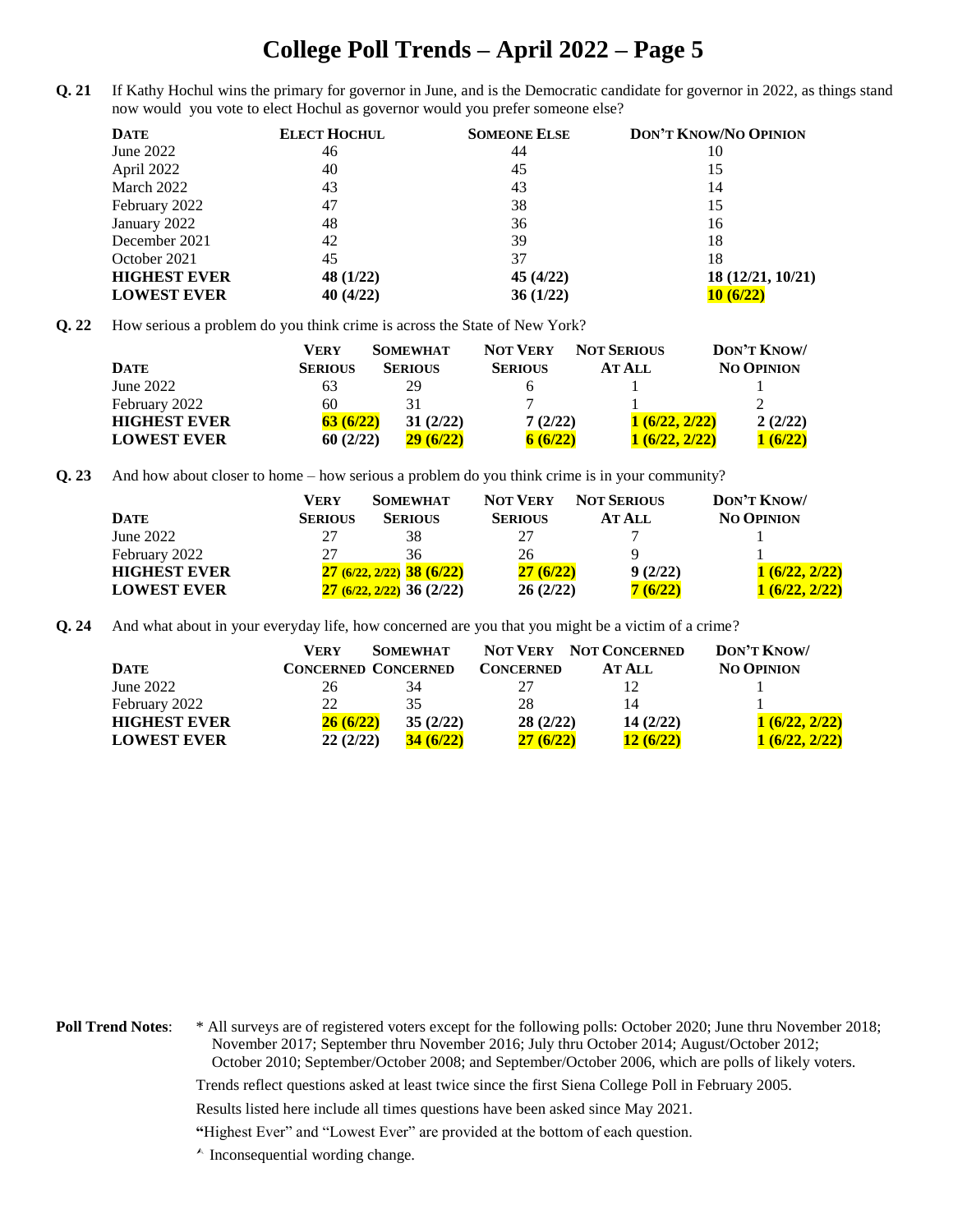# College Poll Trends – April 2022 – Page 5

**Q. 21** If Kathy Hochul wins the primary for governor in June, and is the Democratic candidate for governor in 2022, as things stand now would you vote to elect Hochul as governor would you prefer someone else?

| DATE | ELECT HOCHUL | SOMEONE ELSE | DON'T KNOW/NO OPINION |
|---|---|---|---|
| June 2022 | 46 | 44 | 10 |
| April 2022 | 40 | 45 | 15 |
| March 2022 | 43 | 43 | 14 |
| February 2022 | 47 | 38 | 15 |
| January 2022 | 48 | 36 | 16 |
| December 2021 | 42 | 39 | 18 |
| October 2021 | 45 | 37 | 18 |
| **HIGHEST EVER** | **48 (1/22)** | **45 (4/22)** | **18 (12/21, 10/21)** |
| **LOWEST EVER** | **40 (4/22)** | **36 (1/22)** | **10 (6/22)** |

**Q. 22** How serious a problem do you think crime is across the State of New York?

| DATE | VERY SERIOUS | SOMEWHAT SERIOUS | NOT VERY SERIOUS | NOT SERIOUS AT ALL | DON'T KNOW/ NO OPINION |
|---|---|---|---|---|---|
| June 2022 | 63 | 29 | 6 | 1 | 1 |
| February 2022 | 60 | 31 | 7 | 1 | 2 |
| **HIGHEST EVER** | **63 (6/22)** | **31 (2/22)** | **7 (2/22)** | **1 (6/22, 2/22)** | **2 (2/22)** |
| **LOWEST EVER** | **60 (2/22)** | **29 (6/22)** | **6 (6/22)** | **1 (6/22, 2/22)** | **1 (6/22)** |

**Q. 23** And how about closer to home – how serious a problem do you think crime is in your community?

| DATE | VERY SERIOUS | SOMEWHAT SERIOUS | NOT VERY SERIOUS | NOT SERIOUS AT ALL | DON'T KNOW/ NO OPINION |
|---|---|---|---|---|---|
| June 2022 | 27 | 38 | 27 | 7 | 1 |
| February 2022 | 27 | 36 | 26 | 9 | 1 |
| **HIGHEST EVER** | **27 (6/22, 2/22)** | **38 (6/22)** | **27 (6/22)** | **9 (2/22)** | **1 (6/22, 2/22)** |
| **LOWEST EVER** | **27 (6/22, 2/22)** | **36 (2/22)** | **26 (2/22)** | **7 (6/22)** | **1 (6/22, 2/22)** |

**Q. 24** And what about in your everyday life, how concerned are you that you might be a victim of a crime?

| DATE | VERY CONCERNED | SOMEWHAT CONCERNED | NOT VERY CONCERNED | NOT CONCERNED AT ALL | DON'T KNOW/ NO OPINION |
|---|---|---|---|---|---|
| June 2022 | 26 | 34 | 27 | 12 | 1 |
| February 2022 | 22 | 35 | 28 | 14 | 1 |
| **HIGHEST EVER** | **26 (6/22)** | **35 (2/22)** | **28 (2/22)** | **14 (2/22)** | **1 (6/22, 2/22)** |
| **LOWEST EVER** | **22 (2/22)** | **34 (6/22)** | **27 (6/22)** | **12 (6/22)** | **1 (6/22, 2/22)** |

**Poll Trend Notes**: * All surveys are of registered voters except for the following polls: October 2020; June thru November 2018; November 2017; September thru November 2016; July thru October 2014; August/October 2012; October 2010; September/October 2008; and September/October 2006, which are polls of likely voters.

Trends reflect questions asked at least twice since the first Siena College Poll in February 2005.

Results listed here include all times questions have been asked since May 2021.

"Highest Ever" and "Lowest Ever" are provided at the bottom of each question.

^ Inconsequential wording change.